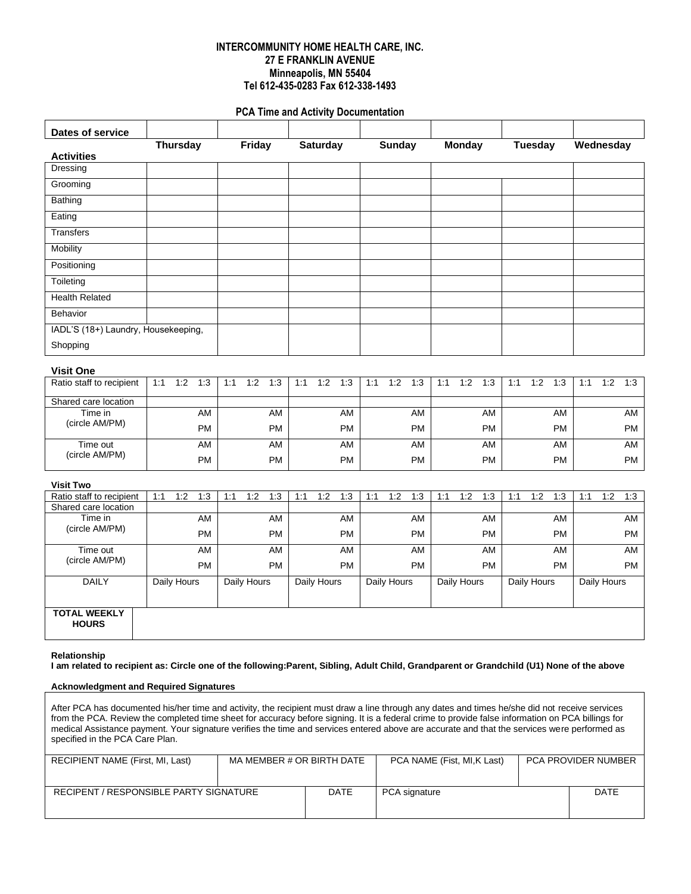**INTERCOMMUNITY HOME HEALTH CARE, INC.**
**27 E FRANKLIN AVENUE**
**Minneapolis, MN 55404**
**Tel 612-435-0283 Fax 612-338-1493**

## PCA Time and Activity Documentation

| **Dates of service** | | | | | | | |
|---|---|---|---|---|---|---|---|
| **Activities** | **Thursday** | **Friday** | **Saturday** | **Sunday** | **Monday** | **Tuesday** | **Wednesday** |
| Dressing | | | | | | | |
| Grooming | | | | | | | |
| Bathing | | | | | | | |
| Eating | | | | | | | |
| Transfers | | | | | | | |
| Mobility | | | | | | | |
| Positioning | | | | | | | |
| Toileting | | | | | | | |
| Health Related | | | | | | | |
| Behavior | | | | | | | |
| IADL'S (18+) Laundry, Housekeeping, Shopping | | | | | | | |

**Visit One**

| Ratio staff to recipient | 1:1 1:2 1:3 | 1:1 1:2 1:3 | 1:1 1:2 1:3 | 1:1 1:2 1:3 | 1:1 1:2 1:3 | 1:1 1:2 1:3 | 1:1 1:2 1:3 |
|---|---|---|---|---|---|---|---|
| Shared care location | | | | | | | |
| Time in (circle AM/PM) | AM PM | AM PM | AM PM | AM PM | AM PM | AM PM | AM PM |
| Time out (circle AM/PM) | AM PM | AM PM | AM PM | AM PM | AM PM | AM PM | AM PM |

**Visit Two**

| Ratio staff to recipient | 1:1 1:2 1:3 | 1:1 1:2 1:3 | 1:1 1:2 1:3 | 1:1 1:2 1:3 | 1:1 1:2 1:3 | 1:1 1:2 1:3 | 1:1 1:2 1:3 |
|---|---|---|---|---|---|---|---|
| Shared care location | | | | | | | |
| Time in (circle AM/PM) | AM PM | AM PM | AM PM | AM PM | AM PM | AM PM | AM PM |
| Time out (circle AM/PM) | AM PM | AM PM | AM PM | AM PM | AM PM | AM PM | AM PM |
| DAILY | Daily Hours | Daily Hours | Daily Hours | Daily Hours | Daily Hours | Daily Hours | Daily Hours |
| **TOTAL WEEKLY HOURS** | | | | | | | |

**Relationship**
**I am related to recipient as: Circle one of the following:Parent, Sibling, Adult Child, Grandparent or Grandchild (U1) None of the above**

**Acknowledgment and Required Signatures**

After PCA has documented his/her time and activity, the recipient must draw a line through any dates and times he/she did not receive services from the PCA. Review the completed time sheet for accuracy before signing. It is a federal crime to provide false information on PCA billings for medical Assistance payment. Your signature verifies the time and services entered above are accurate and that the services were performed as specified in the PCA Care Plan.

| RECIPIENT NAME (First, MI, Last) | MA MEMBER # OR BIRTH DATE | PCA NAME (Fist, MI,K Last) | PCA PROVIDER NUMBER |
|---|---|---|---|
| | | | |

| RECIPENT / RESPONSIBLE PARTY SIGNATURE | DATE | PCA signature | DATE |
|---|---|---|---|
| | | | |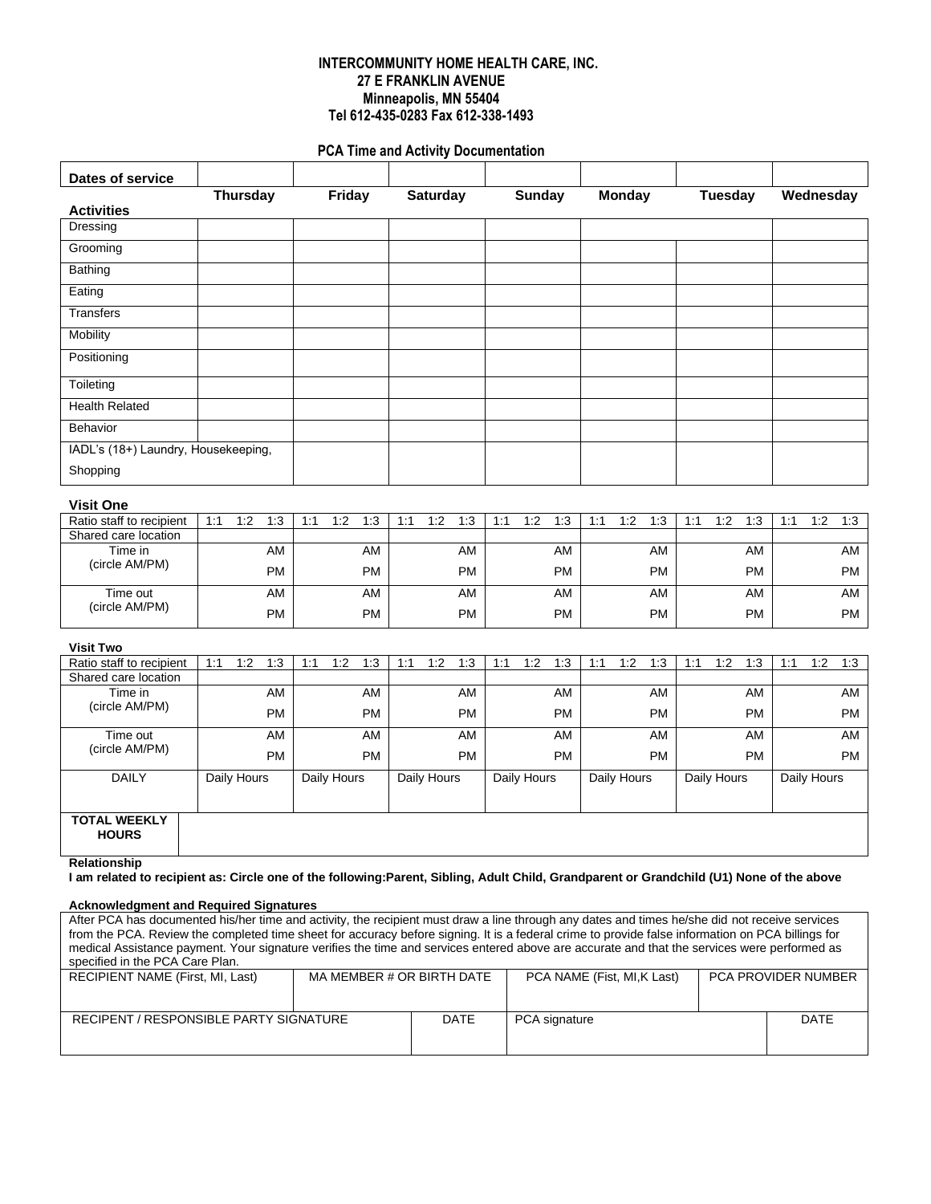**INTERCOMMUNITY HOME HEALTH CARE, INC.**
**27 E FRANKLIN AVENUE**
**Minneapolis, MN 55404**
**Tel 612-435-0283 Fax 612-338-1493**

**PCA Time and Activity Documentation**

| **Dates of service** | | | | | | | |
|---|---|---|---|---|---|---|---|
| **Activities** | **Thursday** | **Friday** | **Saturday** | **Sunday** | **Monday** | **Tuesday** | **Wednesday** |
| Dressing | | | | | | | |
| Grooming | | | | | | | |
| Bathing | | | | | | | |
| Eating | | | | | | | |
| Transfers | | | | | | | |
| Mobility | | | | | | | |
| Positioning | | | | | | | |
| Toileting | | | | | | | |
| Health Related | | | | | | | |
| Behavior | | | | | | | |
| IADL's (18+) Laundry, Housekeeping, Shopping | | | | | | | |

**Visit One**

| Ratio staff to recipient | 1:1 1:2 1:3 | 1:1 1:2 1:3 | 1:1 1:2 1:3 | 1:1 1:2 1:3 | 1:1 1:2 1:3 | 1:1 1:2 1:3 | 1:1 1:2 1:3 |
|---|---|---|---|---|---|---|---|
| Shared care location | | | | | | | |
| Time in (circle AM/PM) | AM PM | AM PM | AM PM | AM PM | AM PM | AM PM | AM PM |
| Time out (circle AM/PM) | AM PM | AM PM | AM PM | AM PM | AM PM | AM PM | AM PM |

**Visit Two**

| Ratio staff to recipient | 1:1 1:2 1:3 | 1:1 1:2 1:3 | 1:1 1:2 1:3 | 1:1 1:2 1:3 | 1:1 1:2 1:3 | 1:1 1:2 1:3 | 1:1 1:2 1:3 |
|---|---|---|---|---|---|---|---|
| Shared care location | | | | | | | |
| Time in (circle AM/PM) | AM PM | AM PM | AM PM | AM PM | AM PM | AM PM | AM PM |
| Time out (circle AM/PM) | AM PM | AM PM | AM PM | AM PM | AM PM | AM PM | AM PM |
| DAILY | Daily Hours | Daily Hours | Daily Hours | Daily Hours | Daily Hours | Daily Hours | Daily Hours |
| **TOTAL WEEKLY HOURS** | | | | | | | |

**Relationship**

**I am related to recipient as: Circle one of the following:Parent, Sibling, Adult Child, Grandparent or Grandchild (U1) None of the above**

**Acknowledgment and Required Signatures**

After PCA has documented his/her time and activity, the recipient must draw a line through any dates and times he/she did not receive services from the PCA. Review the completed time sheet for accuracy before signing. It is a federal crime to provide false information on PCA billings for medical Assistance payment. Your signature verifies the time and services entered above are accurate and that the services were performed as specified in the PCA Care Plan.

| RECIPIENT NAME (First, MI, Last) | MA MEMBER # OR BIRTH DATE | PCA NAME (Fist, MI,K Last) | PCA PROVIDER NUMBER |
|---|---|---|---|
| | | | |

| RECIPENT / RESPONSIBLE PARTY SIGNATURE | DATE | PCA signature | DATE |
|---|---|---|---|
| | | | |